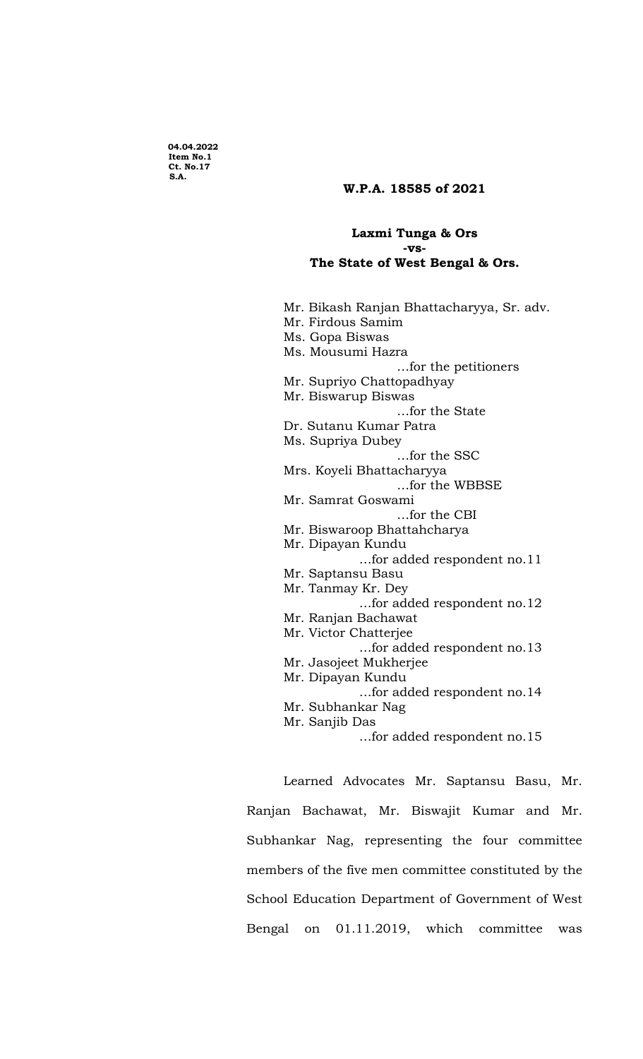**04.04.2022**
**Item No.1**
**Ct. No.17**
**S.A.**

**W.P.A. 18585 of 2021**

**Laxmi Tunga & Ors**
**-vs-**
**The State of West Bengal & Ors.**

Mr. Bikash Ranjan Bhattacharyya, Sr. adv.
Mr. Firdous Samim
Ms. Gopa Biswas
Ms. Mousumi Hazra
…for the petitioners
Mr. Supriyo Chattopadhyay
Mr. Biswarup Biswas
…for the State
Dr. Sutanu Kumar Patra
Ms. Supriya Dubey
…for the SSC
Mrs. Koyeli Bhattacharyya
…for the WBBSE
Mr. Samrat Goswami
…for the CBI
Mr. Biswaroop Bhattahcharya
Mr. Dipayan Kundu
…for added respondent no.11
Mr. Saptansu Basu
Mr. Tanmay Kr. Dey
…for added respondent no.12
Mr. Ranjan Bachawat
Mr. Victor Chatterjee
…for added respondent no.13
Mr. Jasojeet Mukherjee
Mr. Dipayan Kundu
…for added respondent no.14
Mr. Subhankar Nag
Mr. Sanjib Das
…for added respondent no.15

Learned Advocates Mr. Saptansu Basu, Mr. Ranjan Bachawat, Mr. Biswajit Kumar and Mr. Subhankar Nag, representing the four committee members of the five men committee constituted by the School Education Department of Government of West Bengal on 01.11.2019, which committee was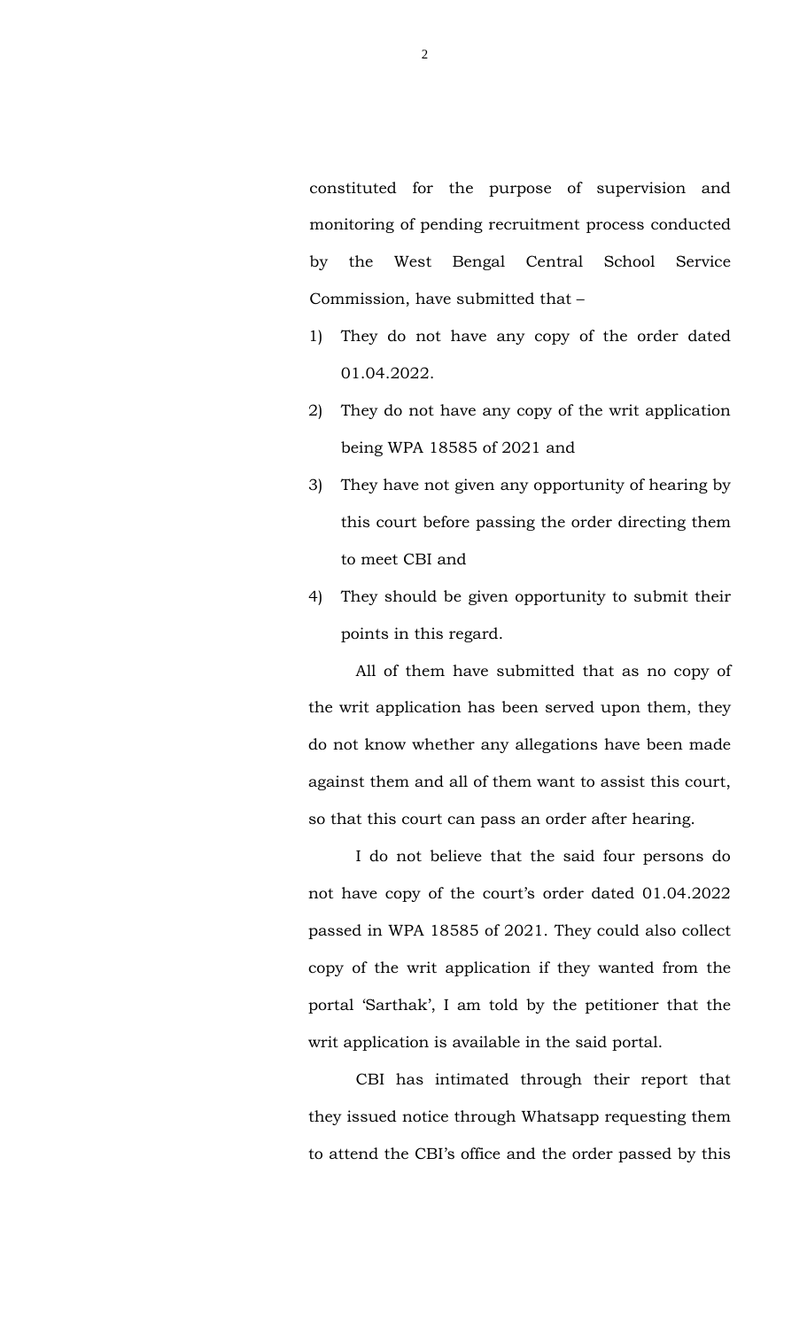constituted for the purpose of supervision and monitoring of pending recruitment process conducted by the West Bengal Central School Service Commission, have submitted that –

1) They do not have any copy of the order dated 01.04.2022.
2) They do not have any copy of the writ application being WPA 18585 of 2021 and
3) They have not given any opportunity of hearing by this court before passing the order directing them to meet CBI and
4) They should be given opportunity to submit their points in this regard.

All of them have submitted that as no copy of the writ application has been served upon them, they do not know whether any allegations have been made against them and all of them want to assist this court, so that this court can pass an order after hearing.

I do not believe that the said four persons do not have copy of the court's order dated 01.04.2022 passed in WPA 18585 of 2021. They could also collect copy of the writ application if they wanted from the portal 'Sarthak', I am told by the petitioner that the writ application is available in the said portal.

CBI has intimated through their report that they issued notice through Whatsapp requesting them to attend the CBI's office and the order passed by this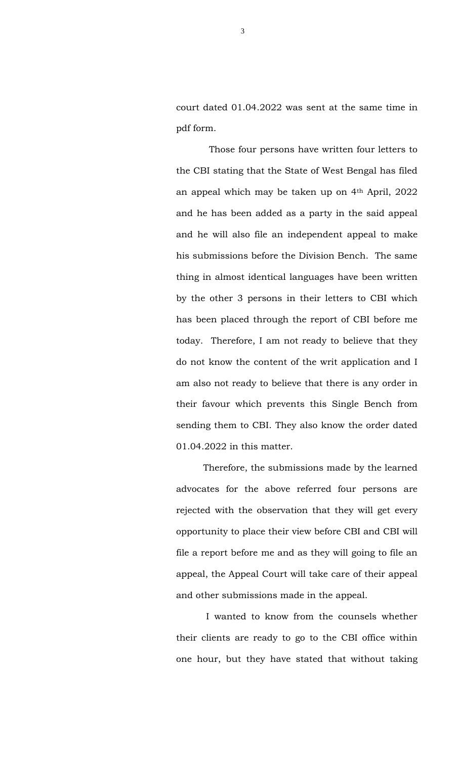court dated 01.04.2022 was sent at the same time in pdf form.

Those four persons have written four letters to the CBI stating that the State of West Bengal has filed an appeal which may be taken up on 4th April, 2022 and he has been added as a party in the said appeal and he will also file an independent appeal to make his submissions before the Division Bench. The same thing in almost identical languages have been written by the other 3 persons in their letters to CBI which has been placed through the report of CBI before me today. Therefore, I am not ready to believe that they do not know the content of the writ application and I am also not ready to believe that there is any order in their favour which prevents this Single Bench from sending them to CBI. They also know the order dated 01.04.2022 in this matter.

Therefore, the submissions made by the learned advocates for the above referred four persons are rejected with the observation that they will get every opportunity to place their view before CBI and CBI will file a report before me and as they will going to file an appeal, the Appeal Court will take care of their appeal and other submissions made in the appeal.

I wanted to know from the counsels whether their clients are ready to go to the CBI office within one hour, but they have stated that without taking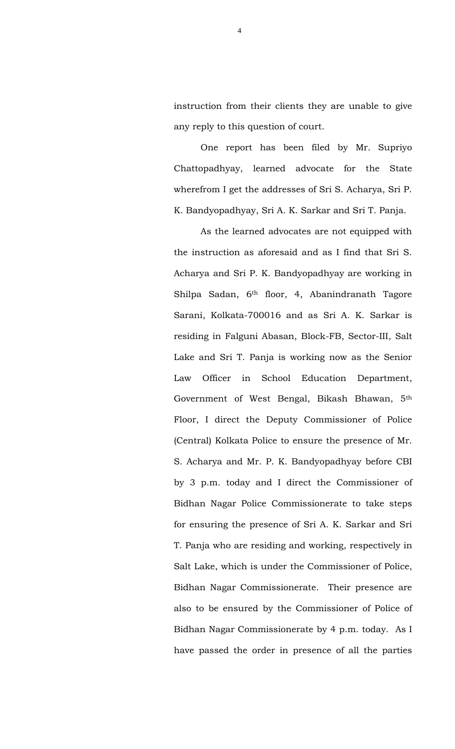instruction from their clients they are unable to give any reply to this question of court.

One report has been filed by Mr. Supriyo Chattopadhyay, learned advocate for the State wherefrom I get the addresses of Sri S. Acharya, Sri P. K. Bandyopadhyay, Sri A. K. Sarkar and Sri T. Panja.

As the learned advocates are not equipped with the instruction as aforesaid and as I find that Sri S. Acharya and Sri P. K. Bandyopadhyay are working in Shilpa Sadan, 6th floor, 4, Abanindranath Tagore Sarani, Kolkata-700016 and as Sri A. K. Sarkar is residing in Falguni Abasan, Block-FB, Sector-III, Salt Lake and Sri T. Panja is working now as the Senior Law Officer in School Education Department, Government of West Bengal, Bikash Bhawan, 5th Floor, I direct the Deputy Commissioner of Police (Central) Kolkata Police to ensure the presence of Mr. S. Acharya and Mr. P. K. Bandyopadhyay before CBI by 3 p.m. today and I direct the Commissioner of Bidhan Nagar Police Commissionerate to take steps for ensuring the presence of Sri A. K. Sarkar and Sri T. Panja who are residing and working, respectively in Salt Lake, which is under the Commissioner of Police, Bidhan Nagar Commissionerate. Their presence are also to be ensured by the Commissioner of Police of Bidhan Nagar Commissionerate by 4 p.m. today. As I have passed the order in presence of all the parties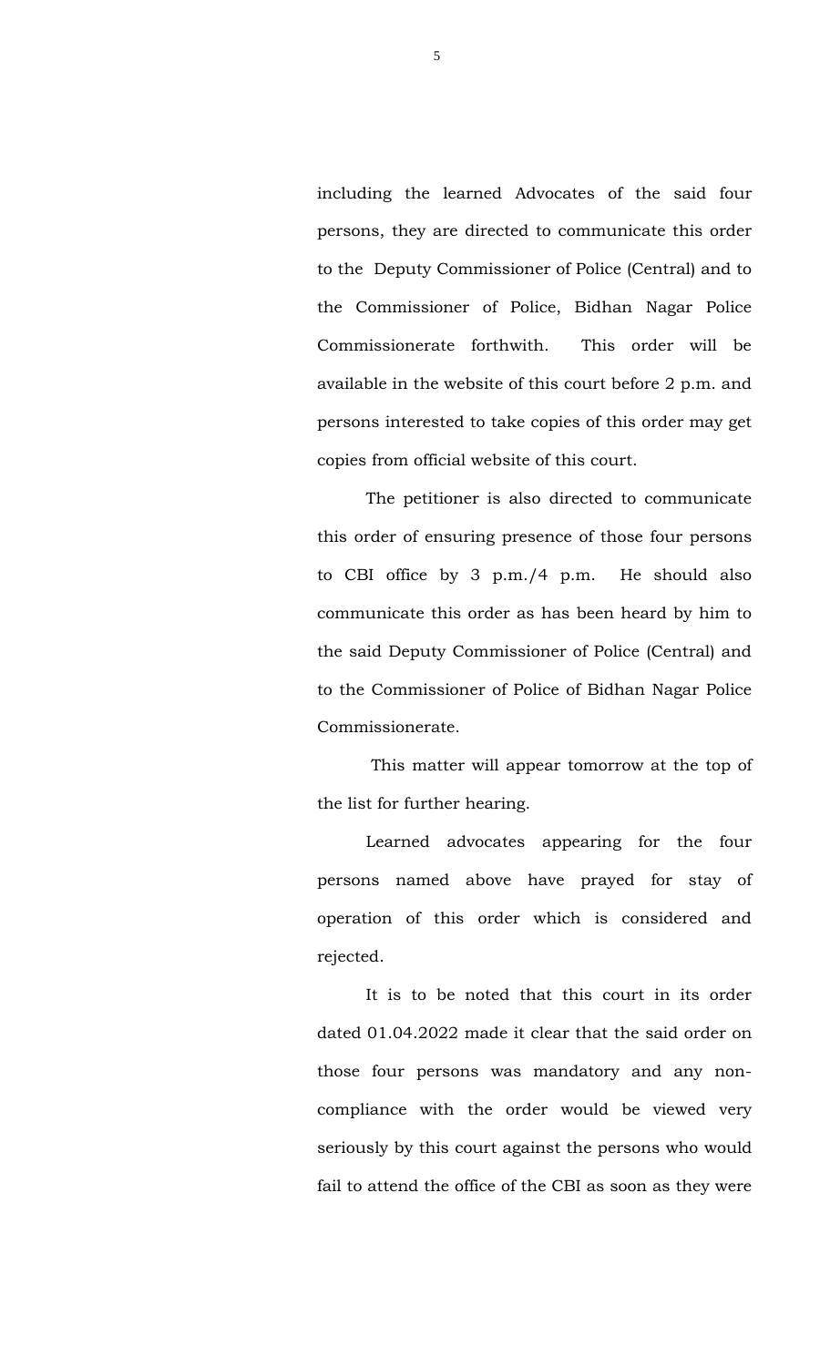including the learned Advocates of the said four persons, they are directed to communicate this order to the Deputy Commissioner of Police (Central) and to the Commissioner of Police, Bidhan Nagar Police Commissionerate forthwith. This order will be available in the website of this court before 2 p.m. and persons interested to take copies of this order may get copies from official website of this court.

The petitioner is also directed to communicate this order of ensuring presence of those four persons to CBI office by 3 p.m./4 p.m. He should also communicate this order as has been heard by him to the said Deputy Commissioner of Police (Central) and to the Commissioner of Police of Bidhan Nagar Police Commissionerate.

This matter will appear tomorrow at the top of the list for further hearing.

Learned advocates appearing for the four persons named above have prayed for stay of operation of this order which is considered and rejected.

It is to be noted that this court in its order dated 01.04.2022 made it clear that the said order on those four persons was mandatory and any non-compliance with the order would be viewed very seriously by this court against the persons who would fail to attend the office of the CBI as soon as they were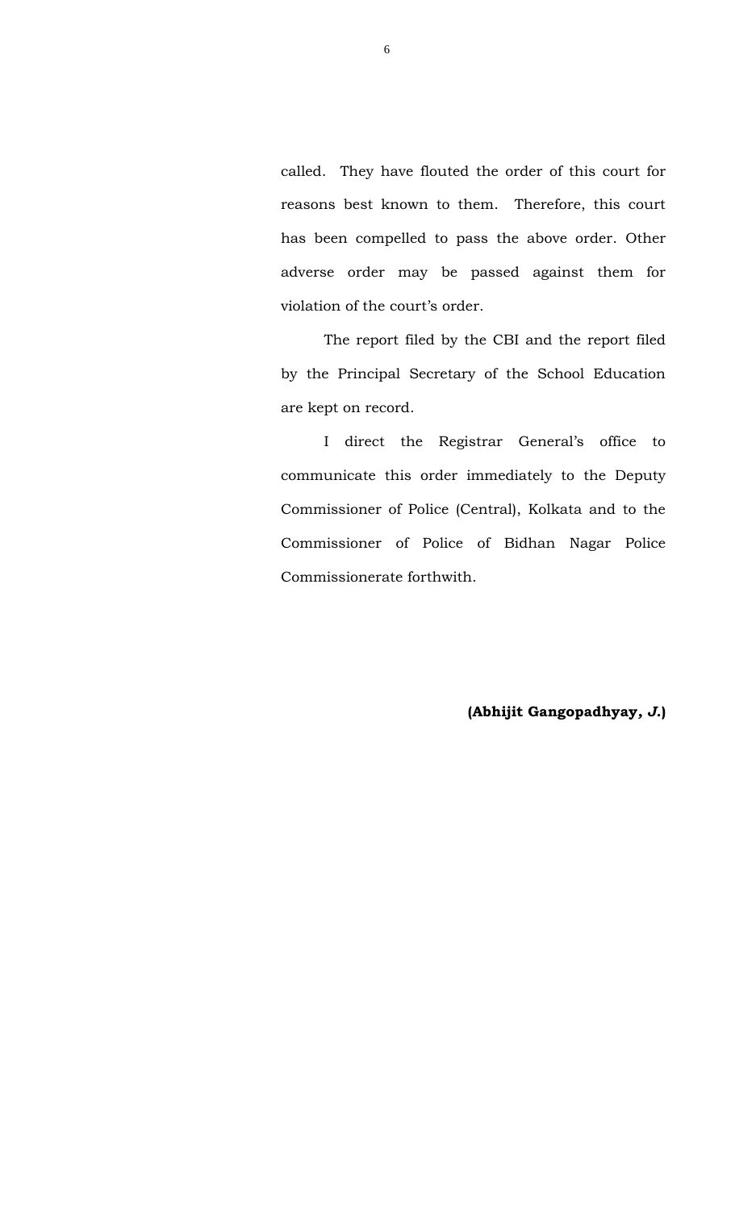called. They have flouted the order of this court for reasons best known to them. Therefore, this court has been compelled to pass the above order. Other adverse order may be passed against them for violation of the court's order.

The report filed by the CBI and the report filed by the Principal Secretary of the School Education are kept on record.

I direct the Registrar General's office to communicate this order immediately to the Deputy Commissioner of Police (Central), Kolkata and to the Commissioner of Police of Bidhan Nagar Police Commissionerate forthwith.

**(Abhijit Gangopadhyay, *J.*)**